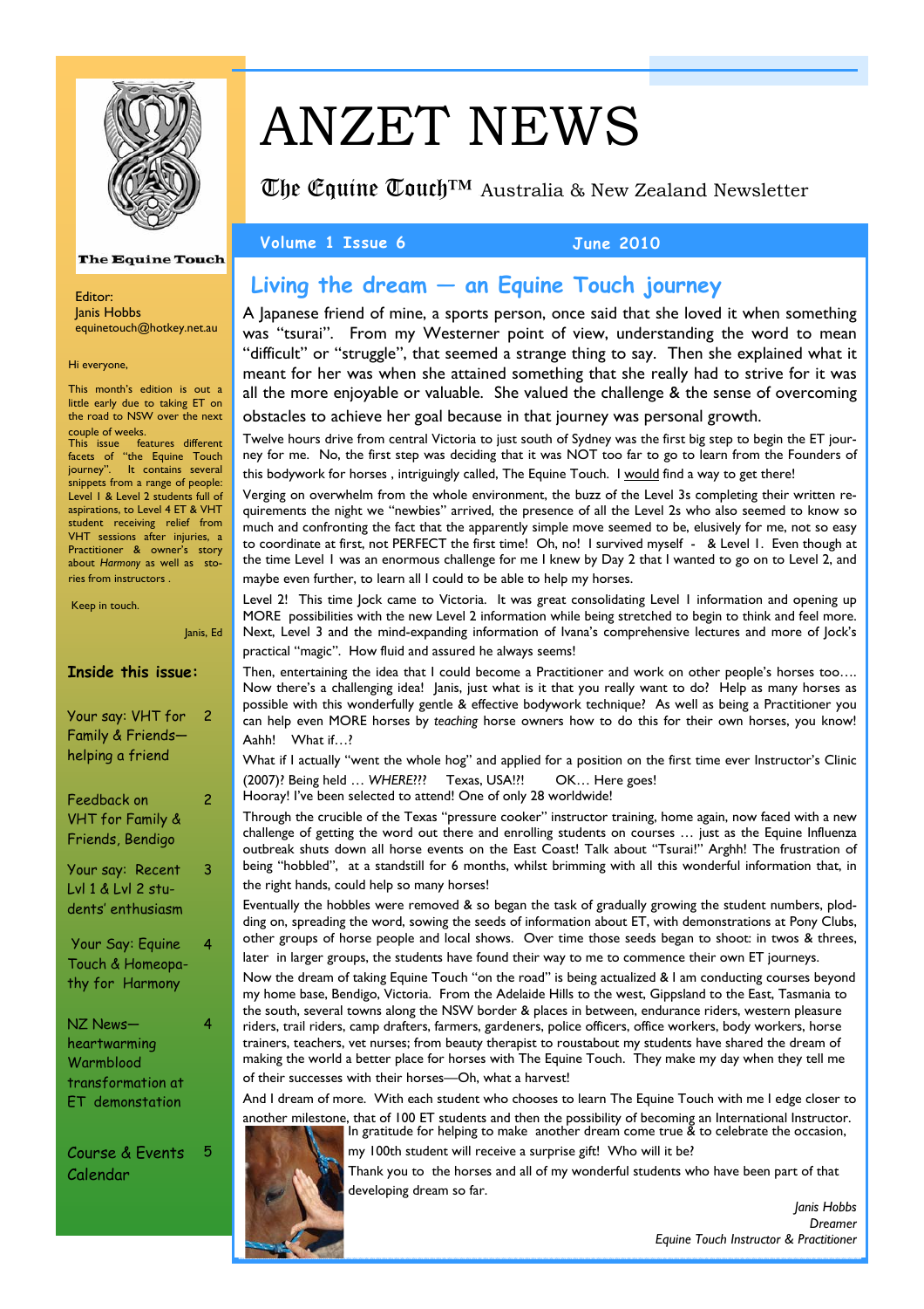# ANZET NEWS

The Equine Touch™ Australia & New Zealand Newsletter

Volume 1 Issue 6 — June 2010

The Equine Touch

Editor:
Janis Hobbs
equinetouch@hotkey.net.au

Hi everyone,

This month's edition is out a little early due to taking ET on the road to NSW over the next couple of weeks.

This issue features different facets of "the Equine Touch journey". It contains several snippets from a range of people: Level 1 & Level 2 students full of aspirations, to Level 4 ET & VHT student receiving relief from VHT sessions after injuries, a Practitioner & owner's story about *Harmony* as well as stories from instructors .

Keep in touch.

Janis, Ed

### Inside this issue:

| | |
|---|---|
| Your say: VHT for Family & Friends—helping a friend | 2 |
| Feedback on VHT for Family & Friends, Bendigo | 2 |
| Your say: Recent Lvl 1 & Lvl 2 students' enthusiasm | 3 |
| Your Say: Equine Touch & Homeopathy for Harmony | 4 |
| NZ News—heartwarming Warmblood transformation at ET demonstation | 4 |
| Course & Events Calendar | 5 |

## Living the dream — an Equine Touch journey

A Japanese friend of mine, a sports person, once said that she loved it when something was "tsurai". From my Westerner point of view, understanding the word to mean "difficult" or "struggle", that seemed a strange thing to say. Then she explained what it meant for her was when she attained something that she really had to strive for it was all the more enjoyable or valuable. She valued the challenge & the sense of overcoming obstacles to achieve her goal because in that journey was personal growth.

Twelve hours drive from central Victoria to just south of Sydney was the first big step to begin the ET journey for me. No, the first step was deciding that it was NOT too far to go to learn from the Founders of this bodywork for horses , intriguingly called, The Equine Touch. I would find a way to get there!

Verging on overwhelm from the whole environment, the buzz of the Level 3s completing their written requirements the night we "newbies" arrived, the presence of all the Level 2s who also seemed to know so much and confronting the fact that the apparently simple move seemed to be, elusively for me, not so easy to coordinate at first, not PERFECT the first time! Oh, no! I survived myself - & Level 1. Even though at the time Level 1 was an enormous challenge for me I knew by Day 2 that I wanted to go on to Level 2, and maybe even further, to learn all I could to be able to help my horses.

Level 2! This time Jock came to Victoria. It was great consolidating Level 1 information and opening up MORE possibilities with the new Level 2 information while being stretched to begin to think and feel more. Next, Level 3 and the mind-expanding information of Ivana's comprehensive lectures and more of Jock's practical "magic". How fluid and assured he always seems!

Then, entertaining the idea that I could become a Practitioner and work on other people's horses too…. Now there's a challenging idea! Janis, just what is it that you really want to do? Help as many horses as possible with this wonderfully gentle & effective bodywork technique? As well as being a Practitioner you can help even MORE horses by *teaching* horse owners how to do this for their own horses, you know! Aahh! What if…?

What if I actually "went the whole hog" and applied for a position on the first time ever Instructor's Clinic (2007)? Being held … *WHERE*??? Texas, USA!?! OK… Here goes!
Hooray! I've been selected to attend! One of only 28 worldwide!

Through the crucible of the Texas "pressure cooker" instructor training, home again, now faced with a new challenge of getting the word out there and enrolling students on courses … just as the NSW Equine Influenza outbreak shuts down all horse events on the East Coast! Talk about "Tsurai!" Arghh! The frustration of being "hobbled", at a standstill for 6 months, whilst brimming with all this wonderful information that, in the right hands, could help so many horses!

Eventually the hobbles were removed & so began the task of gradually growing the student numbers, plodding on, spreading the word, sowing the seeds of information about ET, with demonstrations at Pony Clubs, other groups of horse people and local shows. Over time those seeds began to shoot: in twos & threes, later in larger groups, the students have found their way to me to commence their own ET journeys.

Now the dream of taking Equine Touch "on the road" is being actualized & I am conducting courses beyond my home base, Bendigo, Victoria. From the Adelaide Hills to the west, Gippsland to the East, Tasmania to the south, several towns along the NSW border & places in between, endurance riders, western pleasure riders, trail riders, camp drafters, farmers, gardeners, police officers, office workers, body workers, horse trainers, teachers, vet nurses; from beauty therapist to roustabout my students have shared the dream of making the world a better place for horses with The Equine Touch. They make my day when they tell me of their successes with their horses—Oh, what a harvest!

And I dream of more. With each student who chooses to learn The Equine Touch with me I edge closer to another milestone, that of 100 ET students and then the possibility of becoming an International Instructor. In gratitude for helping to make another dream come true & to celebrate the occasion, my 100th student will receive a surprise gift! Who will it be?

Thank you to the horses and all of my wonderful students who have been part of that developing dream so far.

*Janis Hobbs*
*Dreamer*
*Equine Touch Instructor & Practitioner*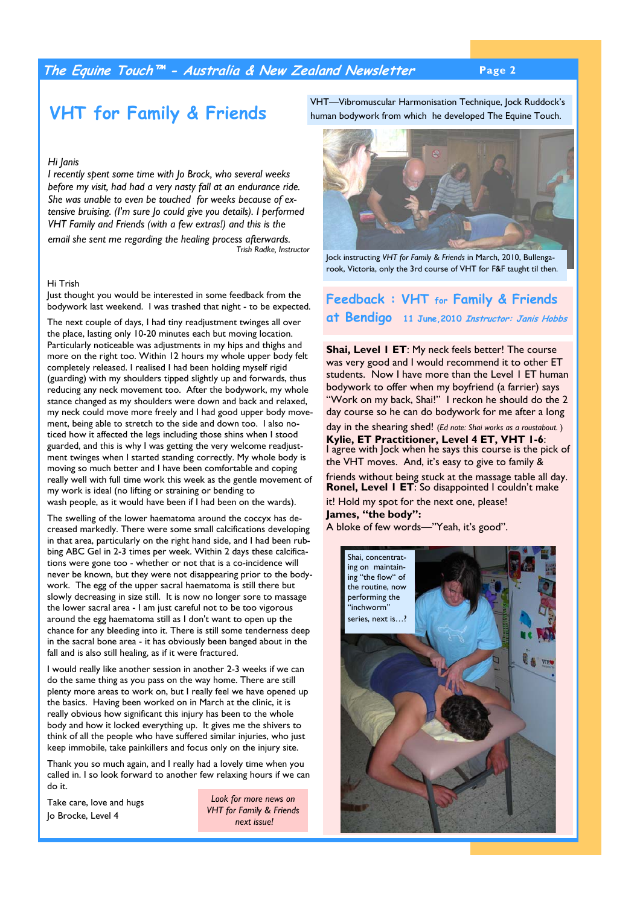# VHT for Family & Friends

VHT—Vibromuscular Harmonisation Technique, Jock Ruddock's human bodywork from which he developed The Equine Touch.

*Hi Janis*
*I recently spent some time with Jo Brock, who several weeks before my visit, had had a very nasty fall at an endurance ride. She was unable to even be touched for weeks because of extensive bruising. (I'm sure Jo could give you details). I performed VHT Family and Friends (with a few extras!) and this is the email she sent me regarding the healing process afterwards.*
*Trish Radke, Instructor*

Hi Trish
Just thought you would be interested in some feedback from the bodywork last weekend. I was trashed that night - to be expected.

The next couple of days, I had tiny readjustment twinges all over the place, lasting only 10-20 minutes each but moving location. Particularly noticeable was adjustments in my hips and thighs and more on the right too. Within 12 hours my whole upper body felt completely released. I realised I had been holding myself rigid (guarding) with my shoulders tipped slightly up and forwards, thus reducing any neck movement too. After the bodywork, my whole stance changed as my shoulders were down and back and relaxed, my neck could move more freely and I had good upper body movement, being able to stretch to the side and down too. I also noticed how it affected the legs including those shins when I stood guarded, and this is why I was getting the very welcome readjustment twinges when I started standing correctly. My whole body is moving so much better and I have been comfortable and coping really well with full time work this week as the gentle movement of my work is ideal (no lifting or straining or bending to wash people, as it would have been if I had been on the wards).

The swelling of the lower haematoma around the coccyx has decreased markedly. There were some small calcifications developing in that area, particularly on the right hand side, and I had been rubbing ABC Gel in 2-3 times per week. Within 2 days these calcifications were gone too - whether or not that is a co-incidence will never be known, but they were not disappearing prior to the bodywork. The egg of the upper sacral haematoma is still there but slowly decreasing in size still. It is now no longer sore to massage the lower sacral area - I am just careful not to be too vigorous around the egg haematoma still as I don't want to open up the chance for any bleeding into it. There is still some tenderness deep in the sacral bone area - it has obviously been banged about in the fall and is also still healing, as if it were fractured.

I would really like another session in another 2-3 weeks if we can do the same thing as you pass on the way home. There are still plenty more areas to work on, but I really feel we have opened up the basics. Having been worked on in March at the clinic, it is really obvious how significant this injury has been to the whole body and how it locked everything up. It gives me the shivers to think of all the people who have suffered similar injuries, who just keep immobile, take painkillers and focus only on the injury site.

Thank you so much again, and I really had a lovely time when you called in. I so look forward to another few relaxing hours if we can do it.

Take care, love and hugs
Jo Brocke, Level 4

*Look for more news on VHT for Family & Friends next issue!*

Jock instructing *VHT for Family & Friends* in March, 2010, Bullengarook, Victoria, only the 3rd course of VHT for F&F taught til then.

## Feedback : VHT for Family & Friends at Bendigo
11 June, 2010 *Instructor: Janis Hobbs*

**Shai, Level I ET**: My neck feels better! The course was very good and I would recommend it to other ET students. Now I have more than the Level I ET human bodywork to offer when my boyfriend (a farrier) says "Work on my back, Shai!" I reckon he should do the 2 day course so he can do bodywork for me after a long day in the shearing shed! *(Ed note: Shai works as a roustabout.)*

**Kylie, ET Practitioner, Level 4 ET, VHT 1-6**: I agree with Jock when he says this course is the pick of the VHT moves. And, it's easy to give to family & friends without being stuck at the massage table all day.

**Ronel, Level I ET**: So disappointed I couldn't make it! Hold my spot for the next one, please!

**James, "the body":**
A bloke of few words—"Yeah, it's good".

Shai, concentrating on maintaining "the flow" of the routine, now performing the "inchworm" series, next is…?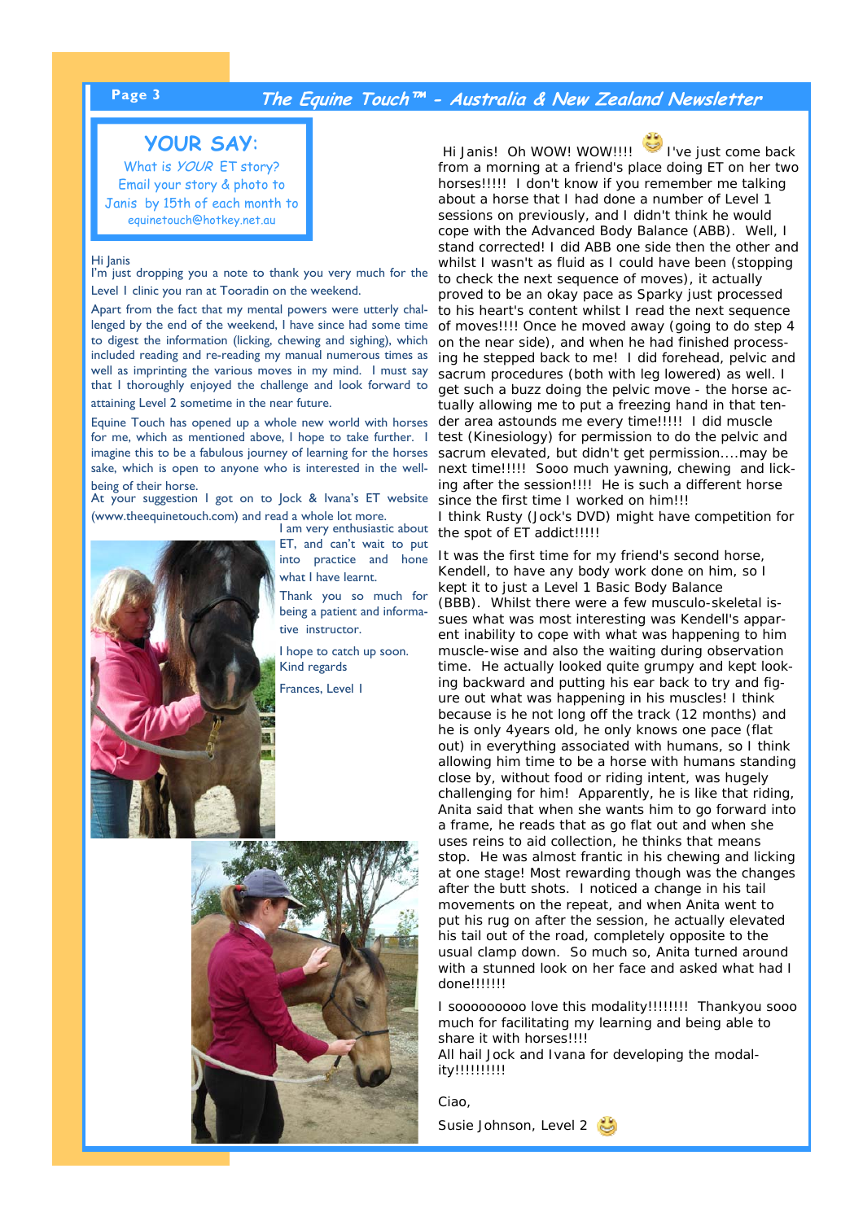## YOUR SAY:

What is *YOUR* ET story?
Email your story & photo to
Janis by 15th of each month to
equinetouch@hotkey.net.au

Hi Janis
I'm just dropping you a note to thank you very much for the Level I clinic you ran at Tooradin on the weekend.

Apart from the fact that my mental powers were utterly challenged by the end of the weekend, I have since had some time to digest the information (licking, chewing and sighing), which included reading and re-reading my manual numerous times as well as imprinting the various moves in my mind. I must say that I thoroughly enjoyed the challenge and look forward to attaining Level 2 sometime in the near future.

Equine Touch has opened up a whole new world with horses for me, which as mentioned above, I hope to take further. I imagine this to be a fabulous journey of learning for the horses sake, which is open to anyone who is interested in the well-being of their horse.

At your suggestion I got on to Jock & Ivana's ET website (www.theequinetouch.com) and read a whole lot more.

I am very enthusiastic about ET, and can't wait to put into practice and hone what I have learnt.

Thank you so much for being a patient and informative instructor.

I hope to catch up soon.
Kind regards

Frances, Level I

---

Hi Janis! Oh WOW! WOW!!!! I've just come back from a morning at a friend's place doing ET on her two horses!!!!! I don't know if you remember me talking about a horse that I had done a number of Level 1 sessions on previously, and I didn't think he would cope with the Advanced Body Balance (ABB). Well, I stand corrected! I did ABB one side then the other and whilst I wasn't as fluid as I could have been (stopping to check the next sequence of moves), it actually proved to be an okay pace as Sparky just processed to his heart's content whilst I read the next sequence of moves!!!! Once he moved away (going to do step 4 on the near side), and when he had finished processing he stepped back to me! I did forehead, pelvic and sacrum procedures (both with leg lowered) as well. I get such a buzz doing the pelvic move - the horse actually allowing me to put a freezing hand in that tender area astounds me every time!!!!! I did muscle test (Kinesiology) for permission to do the pelvic and sacrum elevated, but didn't get permission....may be next time!!!!! Sooo much yawning, chewing and licking after the session!!!! He is such a different horse since the first time I worked on him!!!
I think Rusty (Jock's DVD) might have competition for the spot of ET addict!!!!!

It was the first time for my friend's second horse, Kendell, to have any body work done on him, so I kept it to just a Level 1 Basic Body Balance (BBB). Whilst there were a few musculo-skeletal issues what was most interesting was Kendell's apparent inability to cope with what was happening to him muscle-wise and also the waiting during observation time. He actually looked quite grumpy and kept looking backward and putting his ear back to try and figure out what was happening in his muscles! I think because is he not long off the track (12 months) and he is only 4years old, he only knows one pace (flat out) in everything associated with humans, so I think allowing him time to be a horse with humans standing close by, without food or riding intent, was hugely challenging for him! Apparently, he is like that riding, Anita said that when she wants him to go forward into a frame, he reads that as go flat out and when she uses reins to aid collection, he thinks that means stop. He was almost frantic in his chewing and licking at one stage! Most rewarding though was the changes after the butt shots. I noticed a change in his tail movements on the repeat, and when Anita went to put his rug on after the session, he actually elevated his tail out of the road, completely opposite to the usual clamp down. So much so, Anita turned around with a stunned look on her face and asked what had I done!!!!!!!

I soooooooooo love this modality!!!!!!!! Thankyou sooo much for facilitating my learning and being able to share it with horses!!!!
All hail Jock and Ivana for developing the modality!!!!!!!!!!

Ciao,

Susie Johnson, Level 2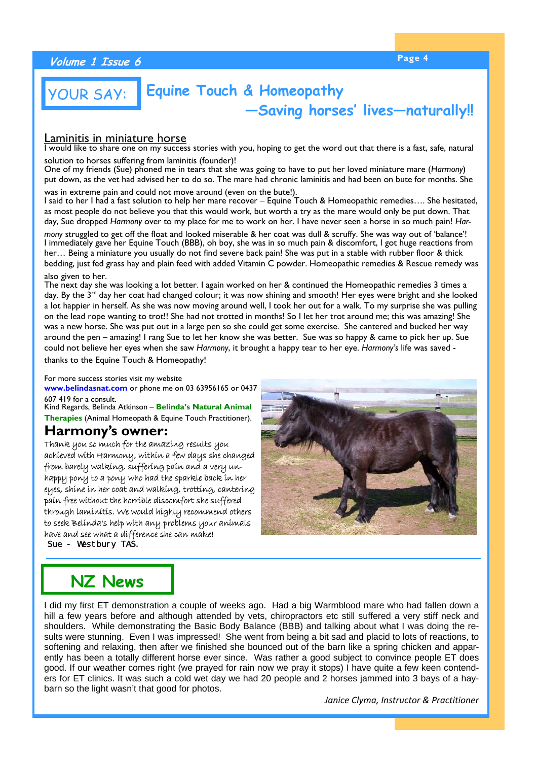# YOUR SAY: Equine Touch & Homeopathy —Saving horses' lives—naturally!!

## Laminitis in miniature horse

I would like to share one on my success stories with you, hoping to get the word out that there is a fast, safe, natural solution to horses suffering from laminitis (founder)!

One of my friends (Sue) phoned me in tears that she was going to have to put her loved miniature mare (*Harmony*) put down, as the vet had advised her to do so. The mare had chronic laminitis and had been on bute for months. She was in extreme pain and could not move around (even on the bute!).

I said to her I had a fast solution to help her mare recover – Equine Touch & Homeopathic remedies…. She hesitated, as most people do not believe you that this would work, but worth a try as the mare would only be put down. That day, Sue dropped *Harmony* over to my place for me to work on her. I have never seen a horse in so much pain! *Harmony* struggled to get off the float and looked miserable & her coat was dull & scruffy. She was way out of 'balance'! I immediately gave her Equine Touch (BBB), oh boy, she was in so much pain & discomfort, I got huge reactions from her… Being a miniature you usually do not find severe back pain! She was put in a stable with rubber floor & thick bedding, just fed grass hay and plain feed with added Vitamin C powder. Homeopathic remedies & Rescue remedy was also given to her.

The next day she was looking a lot better. I again worked on her & continued the Homeopathic remedies 3 times a day. By the 3rd day her coat had changed colour; it was now shining and smooth! Her eyes were bright and she looked a lot happier in herself. As she was now moving around well, I took her out for a walk. To my surprise she was pulling on the lead rope wanting to trot!! She had not trotted in months! So I let her trot around me; this was amazing! She was a new horse. She was put out in a large pen so she could get some exercise. She cantered and bucked her way around the pen – amazing! I rang Sue to let her know she was better. Sue was so happy & came to pick her up. Sue could not believe her eyes when she saw *Harmony*, it brought a happy tear to her eye. *Harmony's* life was saved - thanks to the Equine Touch & Homeopathy!

For more success stories visit my website **www.belindasnat.com** or phone me on 03 63956165 or 0437 607 419 for a consult.

Kind Regards, Belinda Atkinson – **Belinda's Natural Animal Therapies** (Animal Homeopath & Equine Touch Practitioner).

## Harmony's owner:

*Thank you so much for the amazing results you achieved with Harmony, within a few days she changed from barely walking, suffering pain and a very unhappy pony to a pony who had the sparkle back in her eyes, shine in her coat and walking, trotting, cantering pain free without the horrible discomfort she suffered through laminitis. We would highly recommend others to seek Belinda's help with any problems your animals have and see what a difference she can make!*

Sue - Westbury TAS.

# NZ News

I did my first ET demonstration a couple of weeks ago. Had a big Warmblood mare who had fallen down a hill a few years before and although attended by vets, chiropractors etc still suffered a very stiff neck and shoulders. While demonstrating the Basic Body Balance (BBB) and talking about what I was doing the results were stunning. Even I was impressed! She went from being a bit sad and placid to lots of reactions, to softening and relaxing, then after we finished she bounced out of the barn like a spring chicken and apparently has been a totally different horse ever since. Was rather a good subject to convince people ET does good. If our weather comes right (we prayed for rain now we pray it stops) I have quite a few keen contenders for ET clinics. It was such a cold wet day we had 20 people and 2 horses jammed into 3 bays of a haybarn so the light wasn't that good for photos.

*Janice Clyma, Instructor & Practitioner*